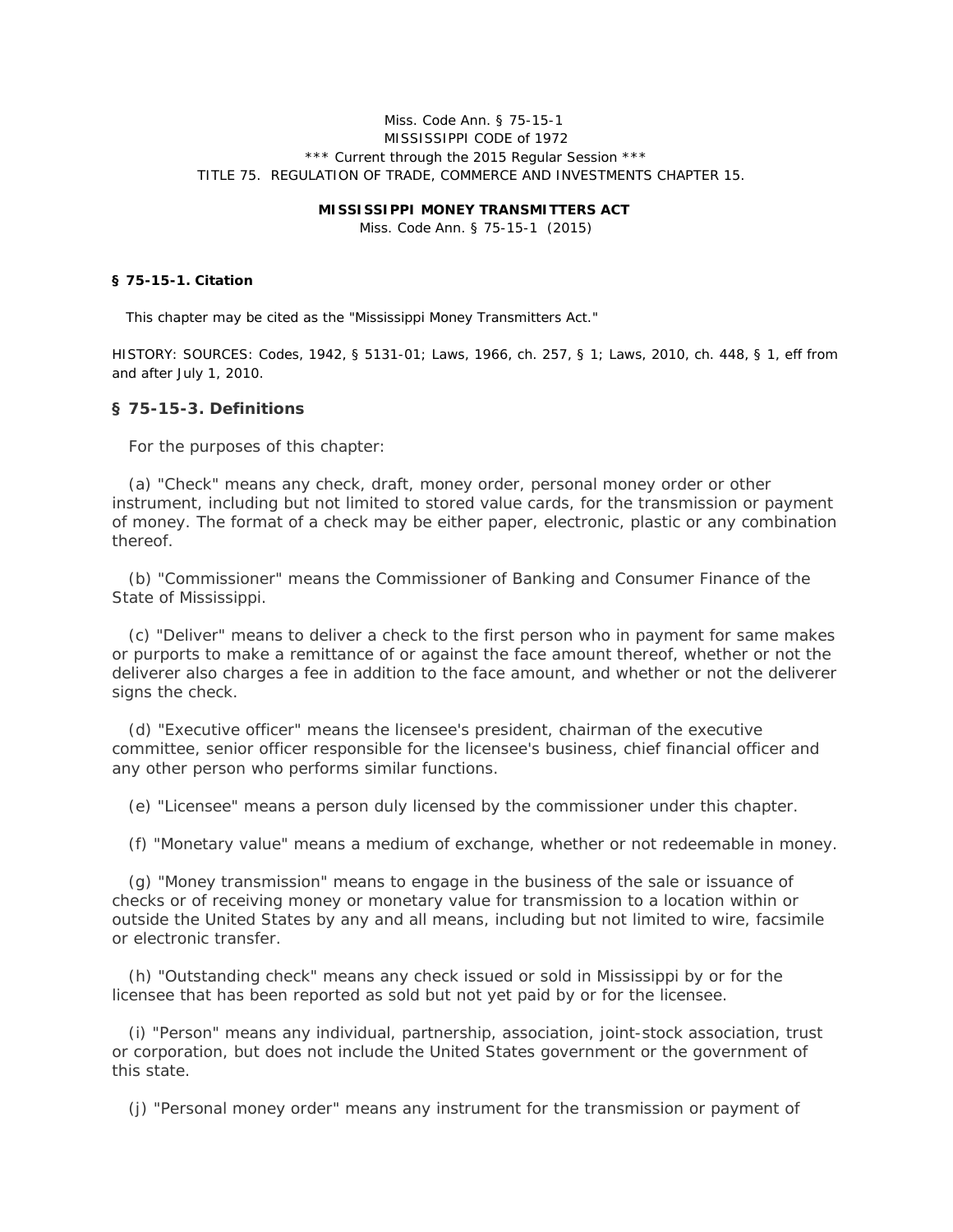Miss. Code Ann. § 75-15-1
MISSISSIPPI CODE of 1972
*** Current through the 2015 Regular Session ***
TITLE 75. REGULATION OF TRADE, COMMERCE AND INVESTMENTS CHAPTER 15.

**MISSISSIPPI MONEY TRANSMITTERS ACT**

Miss. Code Ann. § 75-15-1 (2015)

**§ 75-15-1. Citation**

This chapter may be cited as the "Mississippi Money Transmitters Act."

HISTORY: SOURCES: Codes, 1942, § 5131-01; Laws, 1966, ch. 257, § 1; Laws, 2010, ch. 448, § 1, eff from and after July 1, 2010.

## § 75-15-3. Definitions

For the purposes of this chapter:

(a) "Check" means any check, draft, money order, personal money order or other instrument, including but not limited to stored value cards, for the transmission or payment of money. The format of a check may be either paper, electronic, plastic or any combination thereof.

(b) "Commissioner" means the Commissioner of Banking and Consumer Finance of the State of Mississippi.

(c) "Deliver" means to deliver a check to the first person who in payment for same makes or purports to make a remittance of or against the face amount thereof, whether or not the deliverer also charges a fee in addition to the face amount, and whether or not the deliverer signs the check.

(d) "Executive officer" means the licensee's president, chairman of the executive committee, senior officer responsible for the licensee's business, chief financial officer and any other person who performs similar functions.

(e) "Licensee" means a person duly licensed by the commissioner under this chapter.

(f) "Monetary value" means a medium of exchange, whether or not redeemable in money.

(g) "Money transmission" means to engage in the business of the sale or issuance of checks or of receiving money or monetary value for transmission to a location within or outside the United States by any and all means, including but not limited to wire, facsimile or electronic transfer.

(h) "Outstanding check" means any check issued or sold in Mississippi by or for the licensee that has been reported as sold but not yet paid by or for the licensee.

(i) "Person" means any individual, partnership, association, joint-stock association, trust or corporation, but does not include the United States government or the government of this state.

(j) "Personal money order" means any instrument for the transmission or payment of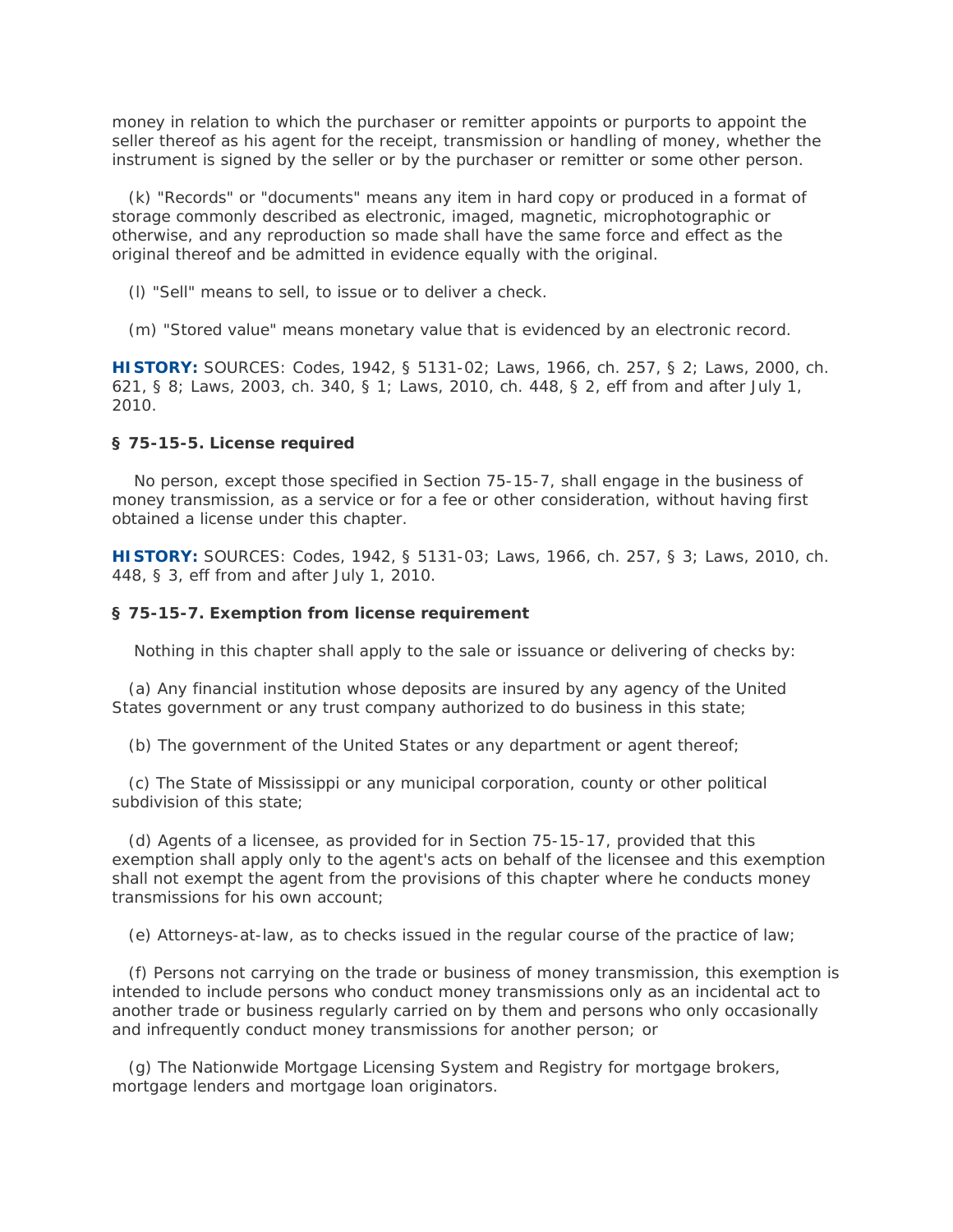money in relation to which the purchaser or remitter appoints or purports to appoint the seller thereof as his agent for the receipt, transmission or handling of money, whether the instrument is signed by the seller or by the purchaser or remitter or some other person.

(k) "Records" or "documents" means any item in hard copy or produced in a format of storage commonly described as electronic, imaged, magnetic, microphotographic or otherwise, and any reproduction so made shall have the same force and effect as the original thereof and be admitted in evidence equally with the original.

(l) "Sell" means to sell, to issue or to deliver a check.

(m) "Stored value" means monetary value that is evidenced by an electronic record.

**HISTORY:** SOURCES: Codes, 1942, § 5131-02; Laws, 1966, ch. 257, § 2; Laws, 2000, ch. 621, § 8; Laws, 2003, ch. 340, § 1; Laws, 2010, ch. 448, § 2, eff from and after July 1, 2010.

**§ 75-15-5. License required**

No person, except those specified in Section 75-15-7, shall engage in the business of money transmission, as a service or for a fee or other consideration, without having first obtained a license under this chapter.

**HISTORY:** SOURCES: Codes, 1942, § 5131-03; Laws, 1966, ch. 257, § 3; Laws, 2010, ch. 448, § 3, eff from and after July 1, 2010.

**§ 75-15-7. Exemption from license requirement**

Nothing in this chapter shall apply to the sale or issuance or delivering of checks by:

(a) Any financial institution whose deposits are insured by any agency of the United States government or any trust company authorized to do business in this state;

(b) The government of the United States or any department or agent thereof;

(c) The State of Mississippi or any municipal corporation, county or other political subdivision of this state;

(d) Agents of a licensee, as provided for in Section 75-15-17, provided that this exemption shall apply only to the agent's acts on behalf of the licensee and this exemption shall not exempt the agent from the provisions of this chapter where he conducts money transmissions for his own account;

(e) Attorneys-at-law, as to checks issued in the regular course of the practice of law;

(f) Persons not carrying on the trade or business of money transmission, this exemption is intended to include persons who conduct money transmissions only as an incidental act to another trade or business regularly carried on by them and persons who only occasionally and infrequently conduct money transmissions for another person; or

(g) The Nationwide Mortgage Licensing System and Registry for mortgage brokers, mortgage lenders and mortgage loan originators.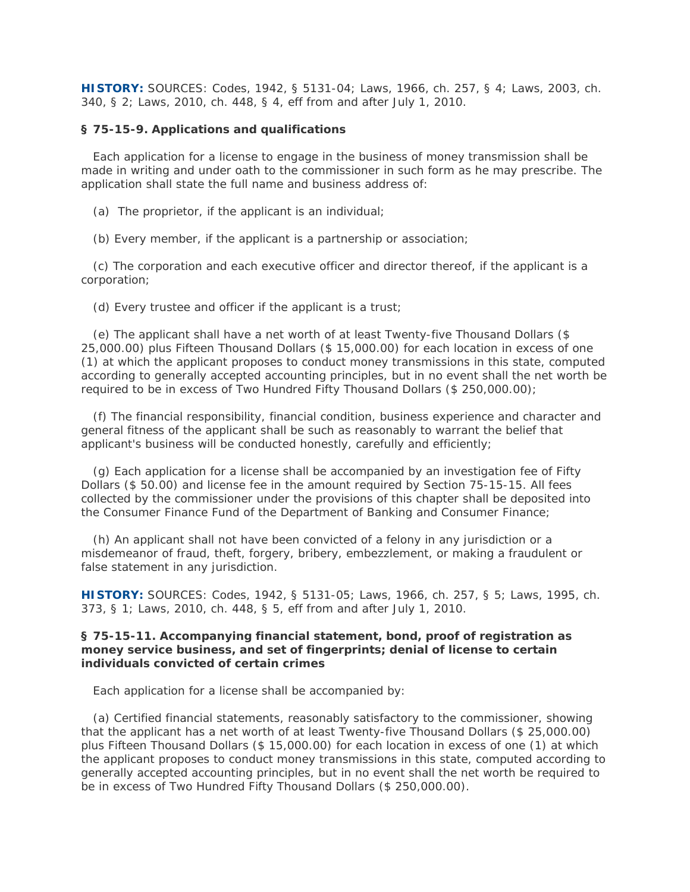**HISTORY:** SOURCES: Codes, 1942, § 5131-04; Laws, 1966, ch. 257, § 4; Laws, 2003, ch. 340, § 2; Laws, 2010, ch. 448, § 4, eff from and after July 1, 2010.

### § 75-15-9. Applications and qualifications

Each application for a license to engage in the business of money transmission shall be made in writing and under oath to the commissioner in such form as he may prescribe. The application shall state the full name and business address of:

(a) The proprietor, if the applicant is an individual;

(b) Every member, if the applicant is a partnership or association;

(c) The corporation and each executive officer and director thereof, if the applicant is a corporation;

(d) Every trustee and officer if the applicant is a trust;

(e) The applicant shall have a net worth of at least Twenty-five Thousand Dollars ($ 25,000.00) plus Fifteen Thousand Dollars ($ 15,000.00) for each location in excess of one (1) at which the applicant proposes to conduct money transmissions in this state, computed according to generally accepted accounting principles, but in no event shall the net worth be required to be in excess of Two Hundred Fifty Thousand Dollars ($ 250,000.00);

(f) The financial responsibility, financial condition, business experience and character and general fitness of the applicant shall be such as reasonably to warrant the belief that applicant's business will be conducted honestly, carefully and efficiently;

(g) Each application for a license shall be accompanied by an investigation fee of Fifty Dollars ($ 50.00) and license fee in the amount required by Section 75-15-15. All fees collected by the commissioner under the provisions of this chapter shall be deposited into the Consumer Finance Fund of the Department of Banking and Consumer Finance;

(h) An applicant shall not have been convicted of a felony in any jurisdiction or a misdemeanor of fraud, theft, forgery, bribery, embezzlement, or making a fraudulent or false statement in any jurisdiction.

**HISTORY:** SOURCES: Codes, 1942, § 5131-05; Laws, 1966, ch. 257, § 5; Laws, 1995, ch. 373, § 1; Laws, 2010, ch. 448, § 5, eff from and after July 1, 2010.

### § 75-15-11. Accompanying financial statement, bond, proof of registration as money service business, and set of fingerprints; denial of license to certain individuals convicted of certain crimes

Each application for a license shall be accompanied by:

(a) Certified financial statements, reasonably satisfactory to the commissioner, showing that the applicant has a net worth of at least Twenty-five Thousand Dollars ($ 25,000.00) plus Fifteen Thousand Dollars ($ 15,000.00) for each location in excess of one (1) at which the applicant proposes to conduct money transmissions in this state, computed according to generally accepted accounting principles, but in no event shall the net worth be required to be in excess of Two Hundred Fifty Thousand Dollars ($ 250,000.00).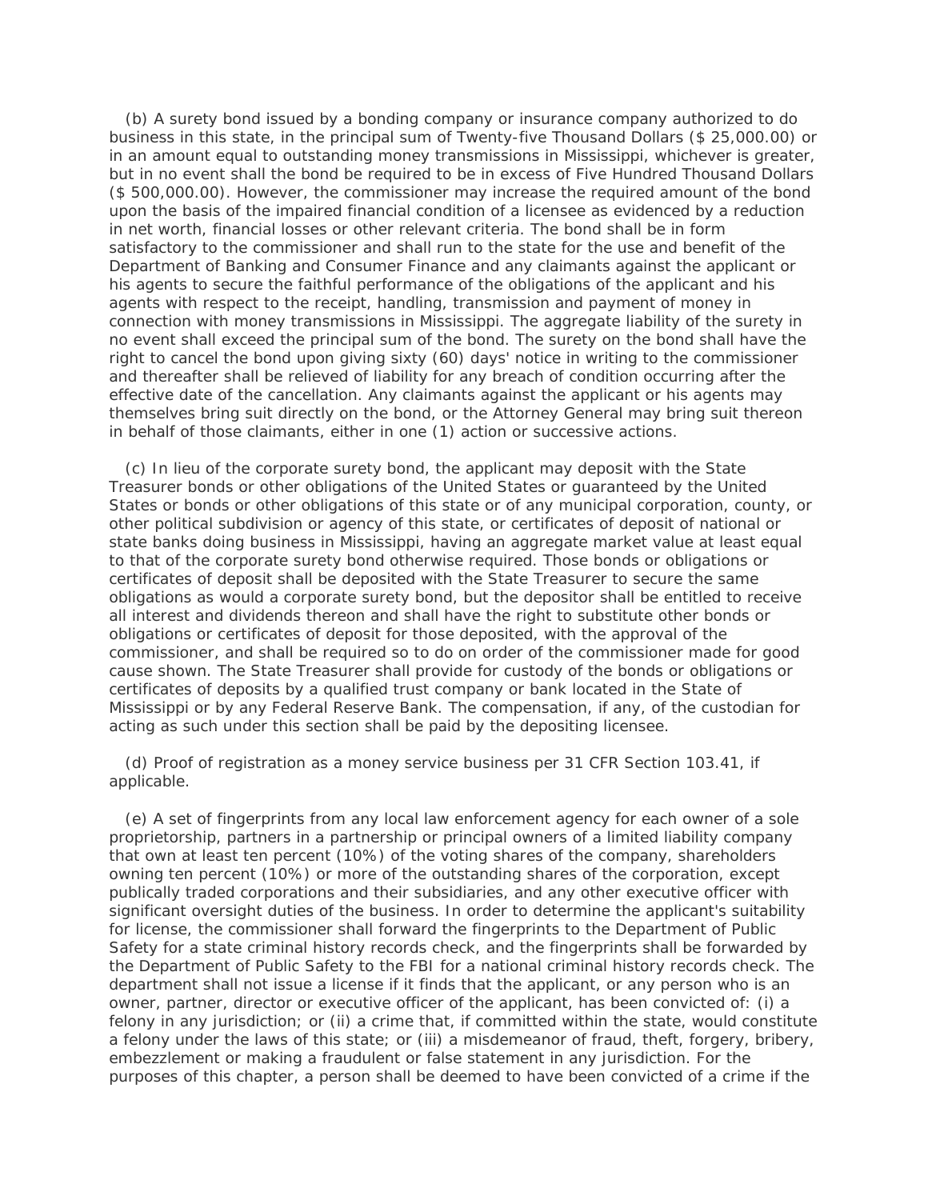(b) A surety bond issued by a bonding company or insurance company authorized to do business in this state, in the principal sum of Twenty-five Thousand Dollars ($ 25,000.00) or in an amount equal to outstanding money transmissions in Mississippi, whichever is greater, but in no event shall the bond be required to be in excess of Five Hundred Thousand Dollars ($ 500,000.00). However, the commissioner may increase the required amount of the bond upon the basis of the impaired financial condition of a licensee as evidenced by a reduction in net worth, financial losses or other relevant criteria. The bond shall be in form satisfactory to the commissioner and shall run to the state for the use and benefit of the Department of Banking and Consumer Finance and any claimants against the applicant or his agents to secure the faithful performance of the obligations of the applicant and his agents with respect to the receipt, handling, transmission and payment of money in connection with money transmissions in Mississippi. The aggregate liability of the surety in no event shall exceed the principal sum of the bond. The surety on the bond shall have the right to cancel the bond upon giving sixty (60) days' notice in writing to the commissioner and thereafter shall be relieved of liability for any breach of condition occurring after the effective date of the cancellation. Any claimants against the applicant or his agents may themselves bring suit directly on the bond, or the Attorney General may bring suit thereon in behalf of those claimants, either in one (1) action or successive actions.

(c) In lieu of the corporate surety bond, the applicant may deposit with the State Treasurer bonds or other obligations of the United States or guaranteed by the United States or bonds or other obligations of this state or of any municipal corporation, county, or other political subdivision or agency of this state, or certificates of deposit of national or state banks doing business in Mississippi, having an aggregate market value at least equal to that of the corporate surety bond otherwise required. Those bonds or obligations or certificates of deposit shall be deposited with the State Treasurer to secure the same obligations as would a corporate surety bond, but the depositor shall be entitled to receive all interest and dividends thereon and shall have the right to substitute other bonds or obligations or certificates of deposit for those deposited, with the approval of the commissioner, and shall be required so to do on order of the commissioner made for good cause shown. The State Treasurer shall provide for custody of the bonds or obligations or certificates of deposits by a qualified trust company or bank located in the State of Mississippi or by any Federal Reserve Bank. The compensation, if any, of the custodian for acting as such under this section shall be paid by the depositing licensee.

(d) Proof of registration as a money service business per 31 CFR Section 103.41, if applicable.

(e) A set of fingerprints from any local law enforcement agency for each owner of a sole proprietorship, partners in a partnership or principal owners of a limited liability company that own at least ten percent (10%) of the voting shares of the company, shareholders owning ten percent (10%) or more of the outstanding shares of the corporation, except publically traded corporations and their subsidiaries, and any other executive officer with significant oversight duties of the business. In order to determine the applicant's suitability for license, the commissioner shall forward the fingerprints to the Department of Public Safety for a state criminal history records check, and the fingerprints shall be forwarded by the Department of Public Safety to the FBI for a national criminal history records check. The department shall not issue a license if it finds that the applicant, or any person who is an owner, partner, director or executive officer of the applicant, has been convicted of: (i) a felony in any jurisdiction; or (ii) a crime that, if committed within the state, would constitute a felony under the laws of this state; or (iii) a misdemeanor of fraud, theft, forgery, bribery, embezzlement or making a fraudulent or false statement in any jurisdiction. For the purposes of this chapter, a person shall be deemed to have been convicted of a crime if the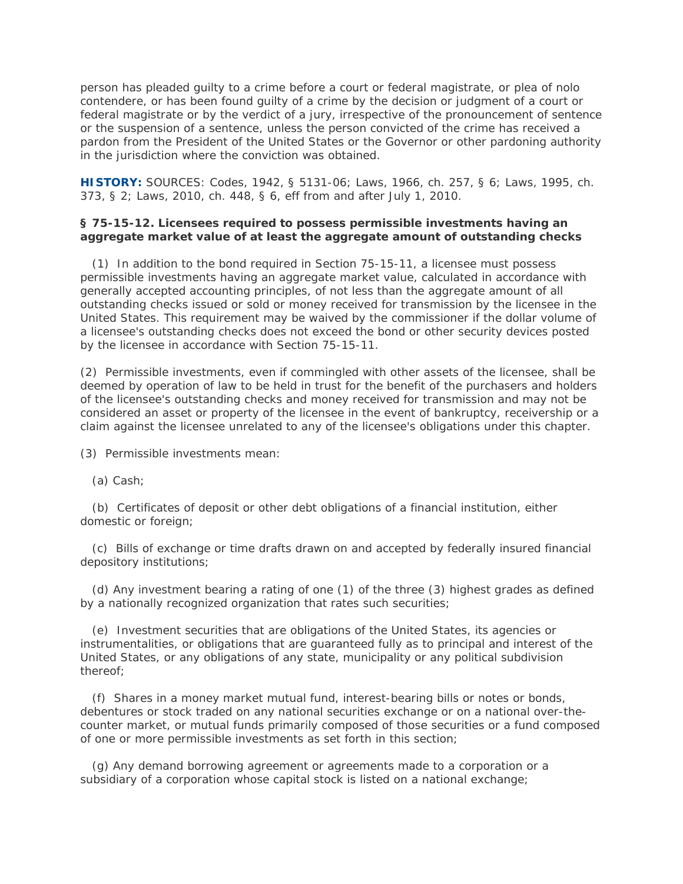person has pleaded guilty to a crime before a court or federal magistrate, or plea of nolo contendere, or has been found guilty of a crime by the decision or judgment of a court or federal magistrate or by the verdict of a jury, irrespective of the pronouncement of sentence or the suspension of a sentence, unless the person convicted of the crime has received a pardon from the President of the United States or the Governor or other pardoning authority in the jurisdiction where the conviction was obtained.

**HISTORY:** SOURCES: Codes, 1942, § 5131-06; Laws, 1966, ch. 257, § 6; Laws, 1995, ch. 373, § 2; Laws, 2010, ch. 448, § 6, eff from and after July 1, 2010.

**§ 75-15-12. Licensees required to possess permissible investments having an aggregate market value of at least the aggregate amount of outstanding checks**

(1) In addition to the bond required in Section 75-15-11, a licensee must possess permissible investments having an aggregate market value, calculated in accordance with generally accepted accounting principles, of not less than the aggregate amount of all outstanding checks issued or sold or money received for transmission by the licensee in the United States. This requirement may be waived by the commissioner if the dollar volume of a licensee's outstanding checks does not exceed the bond or other security devices posted by the licensee in accordance with Section 75-15-11.

(2) Permissible investments, even if commingled with other assets of the licensee, shall be deemed by operation of law to be held in trust for the benefit of the purchasers and holders of the licensee's outstanding checks and money received for transmission and may not be considered an asset or property of the licensee in the event of bankruptcy, receivership or a claim against the licensee unrelated to any of the licensee's obligations under this chapter.

(3) Permissible investments mean:

(a) Cash;

(b) Certificates of deposit or other debt obligations of a financial institution, either domestic or foreign;

(c) Bills of exchange or time drafts drawn on and accepted by federally insured financial depository institutions;

(d) Any investment bearing a rating of one (1) of the three (3) highest grades as defined by a nationally recognized organization that rates such securities;

(e) Investment securities that are obligations of the United States, its agencies or instrumentalities, or obligations that are guaranteed fully as to principal and interest of the United States, or any obligations of any state, municipality or any political subdivision thereof;

(f) Shares in a money market mutual fund, interest-bearing bills or notes or bonds, debentures or stock traded on any national securities exchange or on a national over-the-counter market, or mutual funds primarily composed of those securities or a fund composed of one or more permissible investments as set forth in this section;

(g) Any demand borrowing agreement or agreements made to a corporation or a subsidiary of a corporation whose capital stock is listed on a national exchange;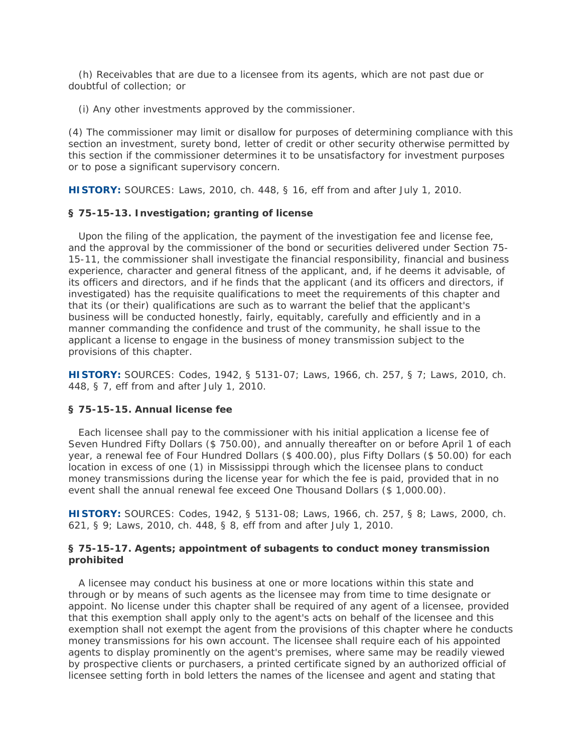(h) Receivables that are due to a licensee from its agents, which are not past due or doubtful of collection; or

(i) Any other investments approved by the commissioner.

(4) The commissioner may limit or disallow for purposes of determining compliance with this section an investment, surety bond, letter of credit or other security otherwise permitted by this section if the commissioner determines it to be unsatisfactory for investment purposes or to pose a significant supervisory concern.

**HISTORY:** SOURCES: Laws, 2010, ch. 448, § 16, eff from and after July 1, 2010.

### § 75-15-13. Investigation; granting of license

Upon the filing of the application, the payment of the investigation fee and license fee, and the approval by the commissioner of the bond or securities delivered under Section 75-15-11, the commissioner shall investigate the financial responsibility, financial and business experience, character and general fitness of the applicant, and, if he deems it advisable, of its officers and directors, and if he finds that the applicant (and its officers and directors, if investigated) has the requisite qualifications to meet the requirements of this chapter and that its (or their) qualifications are such as to warrant the belief that the applicant's business will be conducted honestly, fairly, equitably, carefully and efficiently and in a manner commanding the confidence and trust of the community, he shall issue to the applicant a license to engage in the business of money transmission subject to the provisions of this chapter.

**HISTORY:** SOURCES: Codes, 1942, § 5131-07; Laws, 1966, ch. 257, § 7; Laws, 2010, ch. 448, § 7, eff from and after July 1, 2010.

### § 75-15-15. Annual license fee

Each licensee shall pay to the commissioner with his initial application a license fee of Seven Hundred Fifty Dollars ($ 750.00), and annually thereafter on or before April 1 of each year, a renewal fee of Four Hundred Dollars ($ 400.00), plus Fifty Dollars ($ 50.00) for each location in excess of one (1) in Mississippi through which the licensee plans to conduct money transmissions during the license year for which the fee is paid, provided that in no event shall the annual renewal fee exceed One Thousand Dollars ($ 1,000.00).

**HISTORY:** SOURCES: Codes, 1942, § 5131-08; Laws, 1966, ch. 257, § 8; Laws, 2000, ch. 621, § 9; Laws, 2010, ch. 448, § 8, eff from and after July 1, 2010.

### § 75-15-17. Agents; appointment of subagents to conduct money transmission prohibited

A licensee may conduct his business at one or more locations within this state and through or by means of such agents as the licensee may from time to time designate or appoint. No license under this chapter shall be required of any agent of a licensee, provided that this exemption shall apply only to the agent's acts on behalf of the licensee and this exemption shall not exempt the agent from the provisions of this chapter where he conducts money transmissions for his own account. The licensee shall require each of his appointed agents to display prominently on the agent's premises, where same may be readily viewed by prospective clients or purchasers, a printed certificate signed by an authorized official of licensee setting forth in bold letters the names of the licensee and agent and stating that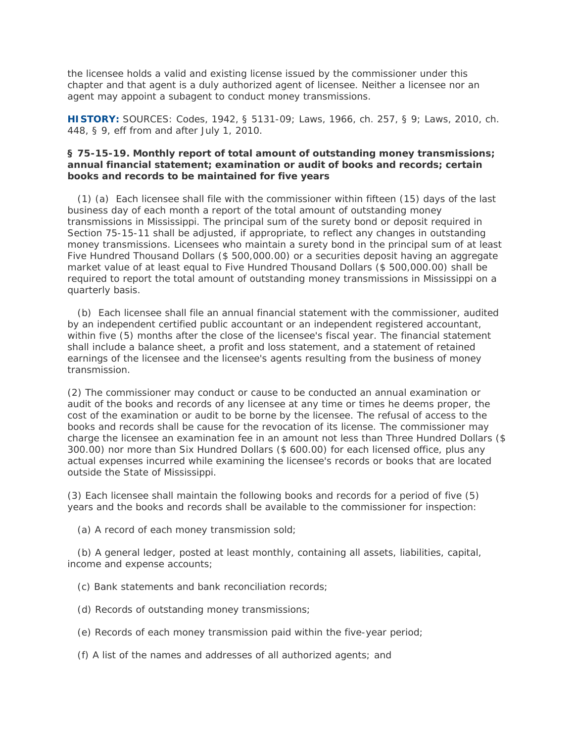the licensee holds a valid and existing license issued by the commissioner under this chapter and that agent is a duly authorized agent of licensee. Neither a licensee nor an agent may appoint a subagent to conduct money transmissions.

**HISTORY:** SOURCES: Codes, 1942, § 5131-09; Laws, 1966, ch. 257, § 9; Laws, 2010, ch. 448, § 9, eff from and after July 1, 2010.

**§ 75-15-19. Monthly report of total amount of outstanding money transmissions; annual financial statement; examination or audit of books and records; certain books and records to be maintained for five years**

(1) (a) Each licensee shall file with the commissioner within fifteen (15) days of the last business day of each month a report of the total amount of outstanding money transmissions in Mississippi. The principal sum of the surety bond or deposit required in Section 75-15-11 shall be adjusted, if appropriate, to reflect any changes in outstanding money transmissions. Licensees who maintain a surety bond in the principal sum of at least Five Hundred Thousand Dollars ($ 500,000.00) or a securities deposit having an aggregate market value of at least equal to Five Hundred Thousand Dollars ($ 500,000.00) shall be required to report the total amount of outstanding money transmissions in Mississippi on a quarterly basis.

(b) Each licensee shall file an annual financial statement with the commissioner, audited by an independent certified public accountant or an independent registered accountant, within five (5) months after the close of the licensee's fiscal year. The financial statement shall include a balance sheet, a profit and loss statement, and a statement of retained earnings of the licensee and the licensee's agents resulting from the business of money transmission.

(2) The commissioner may conduct or cause to be conducted an annual examination or audit of the books and records of any licensee at any time or times he deems proper, the cost of the examination or audit to be borne by the licensee. The refusal of access to the books and records shall be cause for the revocation of its license. The commissioner may charge the licensee an examination fee in an amount not less than Three Hundred Dollars ($ 300.00) nor more than Six Hundred Dollars ($ 600.00) for each licensed office, plus any actual expenses incurred while examining the licensee's records or books that are located outside the State of Mississippi.

(3) Each licensee shall maintain the following books and records for a period of five (5) years and the books and records shall be available to the commissioner for inspection:

(a) A record of each money transmission sold;

(b) A general ledger, posted at least monthly, containing all assets, liabilities, capital, income and expense accounts;

(c) Bank statements and bank reconciliation records;

(d) Records of outstanding money transmissions;

(e) Records of each money transmission paid within the five-year period;

(f) A list of the names and addresses of all authorized agents; and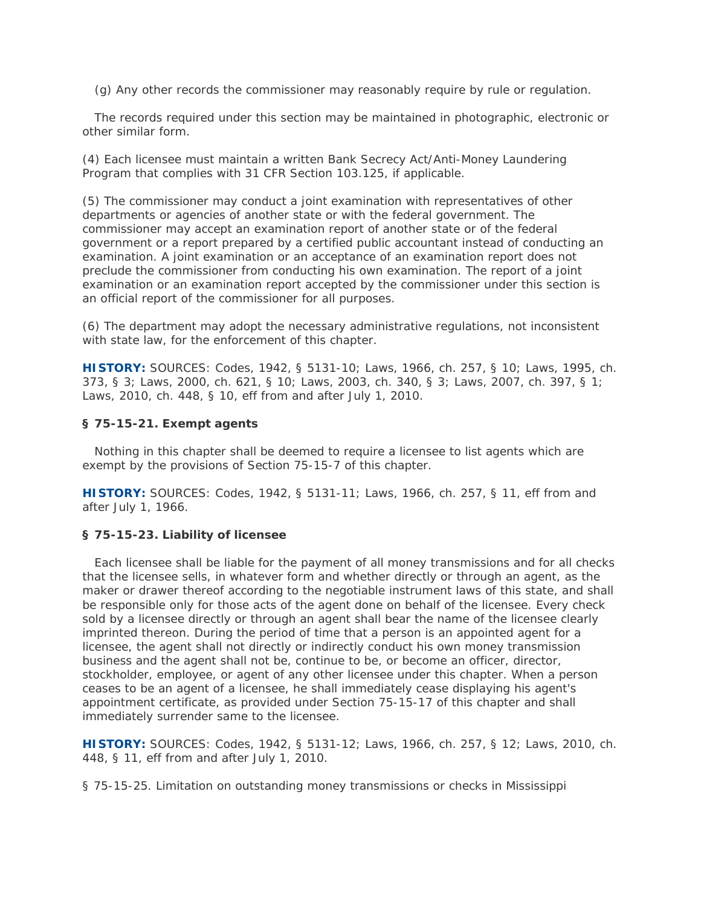(g) Any other records the commissioner may reasonably require by rule or regulation.

The records required under this section may be maintained in photographic, electronic or other similar form.

(4) Each licensee must maintain a written Bank Secrecy Act/Anti-Money Laundering Program that complies with 31 CFR Section 103.125, if applicable.

(5) The commissioner may conduct a joint examination with representatives of other departments or agencies of another state or with the federal government. The commissioner may accept an examination report of another state or of the federal government or a report prepared by a certified public accountant instead of conducting an examination. A joint examination or an acceptance of an examination report does not preclude the commissioner from conducting his own examination. The report of a joint examination or an examination report accepted by the commissioner under this section is an official report of the commissioner for all purposes.

(6) The department may adopt the necessary administrative regulations, not inconsistent with state law, for the enforcement of this chapter.

**HISTORY:** SOURCES: Codes, 1942, § 5131-10; Laws, 1966, ch. 257, § 10; Laws, 1995, ch. 373, § 3; Laws, 2000, ch. 621, § 10; Laws, 2003, ch. 340, § 3; Laws, 2007, ch. 397, § 1; Laws, 2010, ch. 448, § 10, eff from and after July 1, 2010.

**§ 75-15-21. Exempt agents**

Nothing in this chapter shall be deemed to require a licensee to list agents which are exempt by the provisions of Section 75-15-7 of this chapter.

**HISTORY:** SOURCES: Codes, 1942, § 5131-11; Laws, 1966, ch. 257, § 11, eff from and after July 1, 1966.

**§ 75-15-23. Liability of licensee**

Each licensee shall be liable for the payment of all money transmissions and for all checks that the licensee sells, in whatever form and whether directly or through an agent, as the maker or drawer thereof according to the negotiable instrument laws of this state, and shall be responsible only for those acts of the agent done on behalf of the licensee. Every check sold by a licensee directly or through an agent shall bear the name of the licensee clearly imprinted thereon. During the period of time that a person is an appointed agent for a licensee, the agent shall not directly or indirectly conduct his own money transmission business and the agent shall not be, continue to be, or become an officer, director, stockholder, employee, or agent of any other licensee under this chapter. When a person ceases to be an agent of a licensee, he shall immediately cease displaying his agent's appointment certificate, as provided under Section 75-15-17 of this chapter and shall immediately surrender same to the licensee.

**HISTORY:** SOURCES: Codes, 1942, § 5131-12; Laws, 1966, ch. 257, § 12; Laws, 2010, ch. 448, § 11, eff from and after July 1, 2010.

§ 75-15-25. Limitation on outstanding money transmissions or checks in Mississippi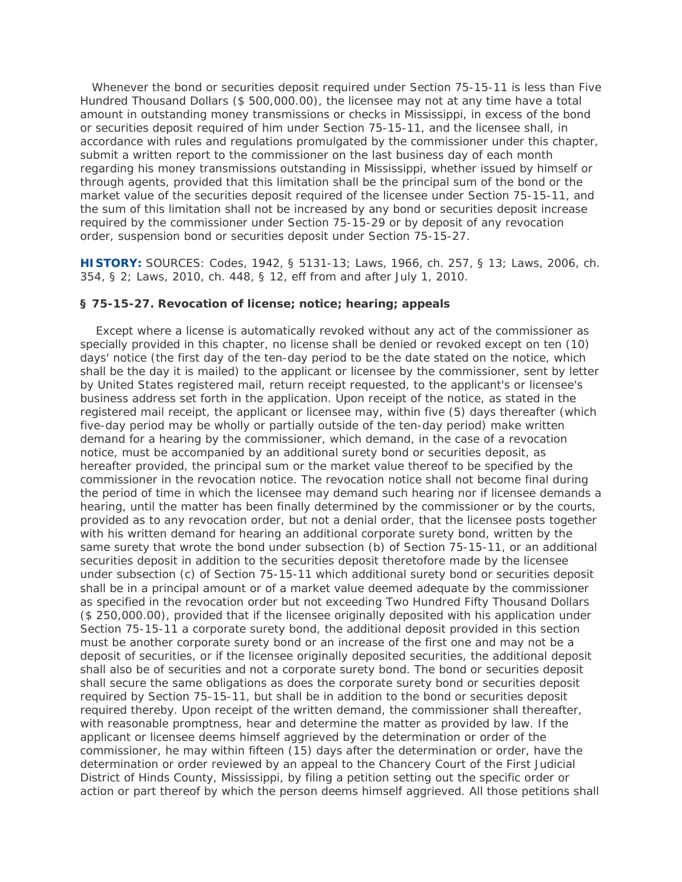Whenever the bond or securities deposit required under Section 75-15-11 is less than Five Hundred Thousand Dollars ($ 500,000.00), the licensee may not at any time have a total amount in outstanding money transmissions or checks in Mississippi, in excess of the bond or securities deposit required of him under Section 75-15-11, and the licensee shall, in accordance with rules and regulations promulgated by the commissioner under this chapter, submit a written report to the commissioner on the last business day of each month regarding his money transmissions outstanding in Mississippi, whether issued by himself or through agents, provided that this limitation shall be the principal sum of the bond or the market value of the securities deposit required of the licensee under Section 75-15-11, and the sum of this limitation shall not be increased by any bond or securities deposit increase required by the commissioner under Section 75-15-29 or by deposit of any revocation order, suspension bond or securities deposit under Section 75-15-27.

**HISTORY:** SOURCES: Codes, 1942, § 5131-13; Laws, 1966, ch. 257, § 13; Laws, 2006, ch. 354, § 2; Laws, 2010, ch. 448, § 12, eff from and after July 1, 2010.

**§ 75-15-27. Revocation of license; notice; hearing; appeals**

Except where a license is automatically revoked without any act of the commissioner as specially provided in this chapter, no license shall be denied or revoked except on ten (10) days' notice (the first day of the ten-day period to be the date stated on the notice, which shall be the day it is mailed) to the applicant or licensee by the commissioner, sent by letter by United States registered mail, return receipt requested, to the applicant's or licensee's business address set forth in the application. Upon receipt of the notice, as stated in the registered mail receipt, the applicant or licensee may, within five (5) days thereafter (which five-day period may be wholly or partially outside of the ten-day period) make written demand for a hearing by the commissioner, which demand, in the case of a revocation notice, must be accompanied by an additional surety bond or securities deposit, as hereafter provided, the principal sum or the market value thereof to be specified by the commissioner in the revocation notice. The revocation notice shall not become final during the period of time in which the licensee may demand such hearing nor if licensee demands a hearing, until the matter has been finally determined by the commissioner or by the courts, provided as to any revocation order, but not a denial order, that the licensee posts together with his written demand for hearing an additional corporate surety bond, written by the same surety that wrote the bond under subsection (b) of Section 75-15-11, or an additional securities deposit in addition to the securities deposit theretofore made by the licensee under subsection (c) of Section 75-15-11 which additional surety bond or securities deposit shall be in a principal amount or of a market value deemed adequate by the commissioner as specified in the revocation order but not exceeding Two Hundred Fifty Thousand Dollars ($ 250,000.00), provided that if the licensee originally deposited with his application under Section 75-15-11 a corporate surety bond, the additional deposit provided in this section must be another corporate surety bond or an increase of the first one and may not be a deposit of securities, or if the licensee originally deposited securities, the additional deposit shall also be of securities and not a corporate surety bond. The bond or securities deposit shall secure the same obligations as does the corporate surety bond or securities deposit required by Section 75-15-11, but shall be in addition to the bond or securities deposit required thereby. Upon receipt of the written demand, the commissioner shall thereafter, with reasonable promptness, hear and determine the matter as provided by law. If the applicant or licensee deems himself aggrieved by the determination or order of the commissioner, he may within fifteen (15) days after the determination or order, have the determination or order reviewed by an appeal to the Chancery Court of the First Judicial District of Hinds County, Mississippi, by filing a petition setting out the specific order or action or part thereof by which the person deems himself aggrieved. All those petitions shall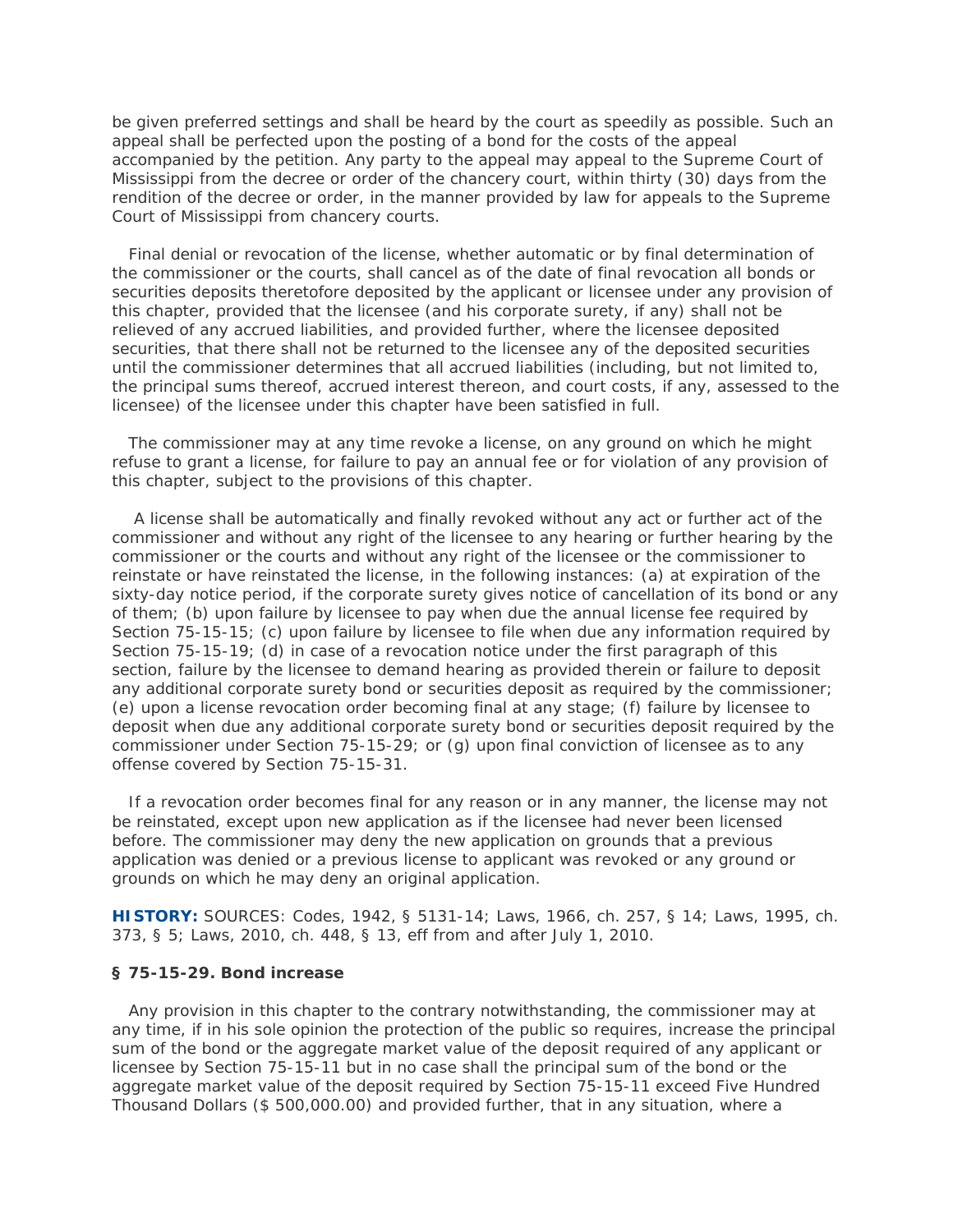be given preferred settings and shall be heard by the court as speedily as possible. Such an appeal shall be perfected upon the posting of a bond for the costs of the appeal accompanied by the petition. Any party to the appeal may appeal to the Supreme Court of Mississippi from the decree or order of the chancery court, within thirty (30) days from the rendition of the decree or order, in the manner provided by law for appeals to the Supreme Court of Mississippi from chancery courts.

Final denial or revocation of the license, whether automatic or by final determination of the commissioner or the courts, shall cancel as of the date of final revocation all bonds or securities deposits theretofore deposited by the applicant or licensee under any provision of this chapter, provided that the licensee (and his corporate surety, if any) shall not be relieved of any accrued liabilities, and provided further, where the licensee deposited securities, that there shall not be returned to the licensee any of the deposited securities until the commissioner determines that all accrued liabilities (including, but not limited to, the principal sums thereof, accrued interest thereon, and court costs, if any, assessed to the licensee) of the licensee under this chapter have been satisfied in full.

The commissioner may at any time revoke a license, on any ground on which he might refuse to grant a license, for failure to pay an annual fee or for violation of any provision of this chapter, subject to the provisions of this chapter.

A license shall be automatically and finally revoked without any act or further act of the commissioner and without any right of the licensee to any hearing or further hearing by the commissioner or the courts and without any right of the licensee or the commissioner to reinstate or have reinstated the license, in the following instances: (a) at expiration of the sixty-day notice period, if the corporate surety gives notice of cancellation of its bond or any of them; (b) upon failure by licensee to pay when due the annual license fee required by Section 75-15-15; (c) upon failure by licensee to file when due any information required by Section 75-15-19; (d) in case of a revocation notice under the first paragraph of this section, failure by the licensee to demand hearing as provided therein or failure to deposit any additional corporate surety bond or securities deposit as required by the commissioner; (e) upon a license revocation order becoming final at any stage; (f) failure by licensee to deposit when due any additional corporate surety bond or securities deposit required by the commissioner under Section 75-15-29; or (g) upon final conviction of licensee as to any offense covered by Section 75-15-31.

If a revocation order becomes final for any reason or in any manner, the license may not be reinstated, except upon new application as if the licensee had never been licensed before. The commissioner may deny the new application on grounds that a previous application was denied or a previous license to applicant was revoked or any ground or grounds on which he may deny an original application.

**HISTORY:** SOURCES: Codes, 1942, § 5131-14; Laws, 1966, ch. 257, § 14; Laws, 1995, ch. 373, § 5; Laws, 2010, ch. 448, § 13, eff from and after July 1, 2010.

### § 75-15-29. Bond increase

Any provision in this chapter to the contrary notwithstanding, the commissioner may at any time, if in his sole opinion the protection of the public so requires, increase the principal sum of the bond or the aggregate market value of the deposit required of any applicant or licensee by Section 75-15-11 but in no case shall the principal sum of the bond or the aggregate market value of the deposit required by Section 75-15-11 exceed Five Hundred Thousand Dollars ($ 500,000.00) and provided further, that in any situation, where a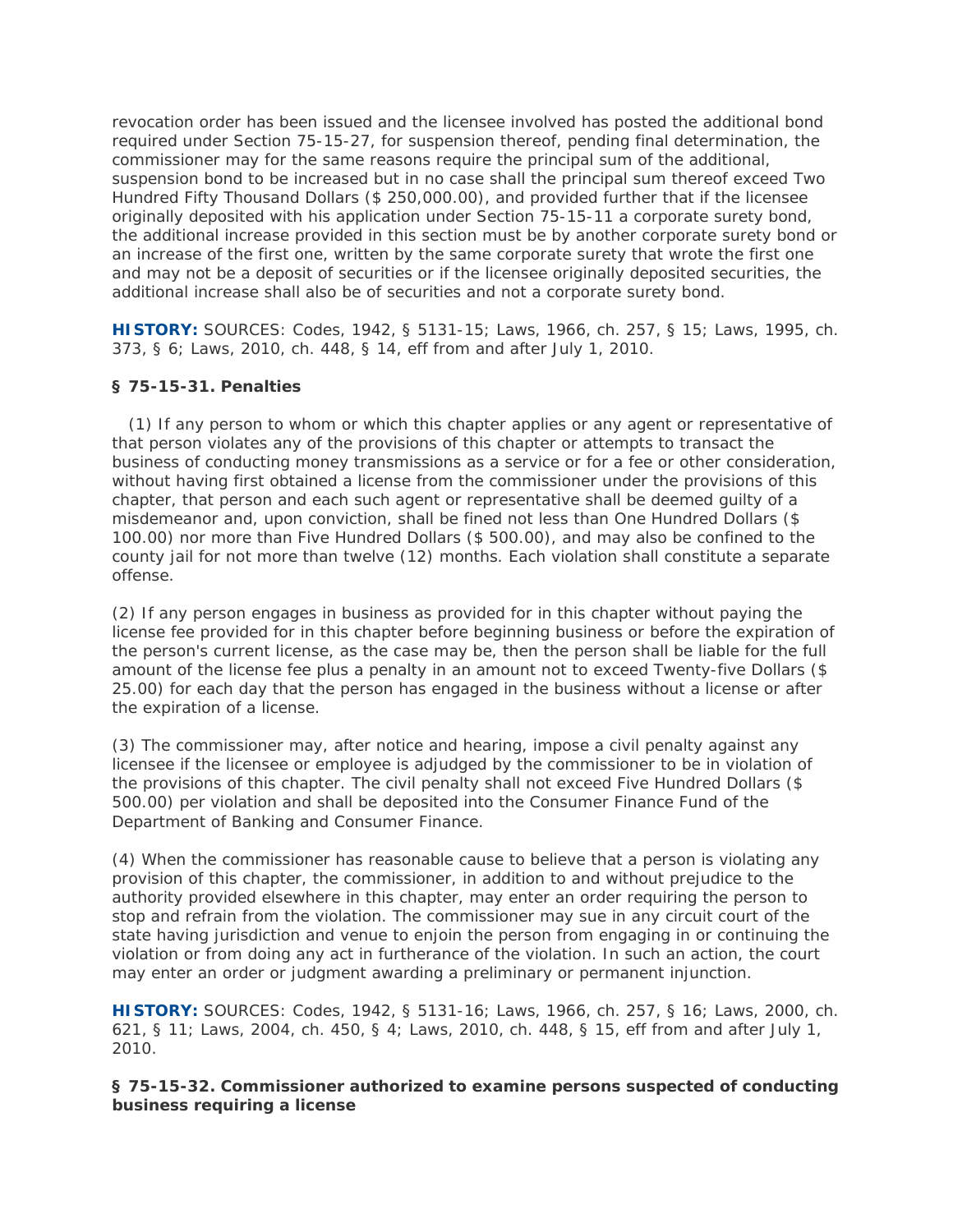revocation order has been issued and the licensee involved has posted the additional bond required under Section 75-15-27, for suspension thereof, pending final determination, the commissioner may for the same reasons require the principal sum of the additional, suspension bond to be increased but in no case shall the principal sum thereof exceed Two Hundred Fifty Thousand Dollars ($ 250,000.00), and provided further that if the licensee originally deposited with his application under Section 75-15-11 a corporate surety bond, the additional increase provided in this section must be by another corporate surety bond or an increase of the first one, written by the same corporate surety that wrote the first one and may not be a deposit of securities or if the licensee originally deposited securities, the additional increase shall also be of securities and not a corporate surety bond.

**HISTORY:** SOURCES: Codes, 1942, § 5131-15; Laws, 1966, ch. 257, § 15; Laws, 1995, ch. 373, § 6; Laws, 2010, ch. 448, § 14, eff from and after July 1, 2010.

**§ 75-15-31. Penalties**

(1) If any person to whom or which this chapter applies or any agent or representative of that person violates any of the provisions of this chapter or attempts to transact the business of conducting money transmissions as a service or for a fee or other consideration, without having first obtained a license from the commissioner under the provisions of this chapter, that person and each such agent or representative shall be deemed guilty of a misdemeanor and, upon conviction, shall be fined not less than One Hundred Dollars ($ 100.00) nor more than Five Hundred Dollars ($ 500.00), and may also be confined to the county jail for not more than twelve (12) months. Each violation shall constitute a separate offense.

(2) If any person engages in business as provided for in this chapter without paying the license fee provided for in this chapter before beginning business or before the expiration of the person's current license, as the case may be, then the person shall be liable for the full amount of the license fee plus a penalty in an amount not to exceed Twenty-five Dollars ($ 25.00) for each day that the person has engaged in the business without a license or after the expiration of a license.

(3) The commissioner may, after notice and hearing, impose a civil penalty against any licensee if the licensee or employee is adjudged by the commissioner to be in violation of the provisions of this chapter. The civil penalty shall not exceed Five Hundred Dollars ($ 500.00) per violation and shall be deposited into the Consumer Finance Fund of the Department of Banking and Consumer Finance.

(4) When the commissioner has reasonable cause to believe that a person is violating any provision of this chapter, the commissioner, in addition to and without prejudice to the authority provided elsewhere in this chapter, may enter an order requiring the person to stop and refrain from the violation. The commissioner may sue in any circuit court of the state having jurisdiction and venue to enjoin the person from engaging in or continuing the violation or from doing any act in furtherance of the violation. In such an action, the court may enter an order or judgment awarding a preliminary or permanent injunction.

**HISTORY:** SOURCES: Codes, 1942, § 5131-16; Laws, 1966, ch. 257, § 16; Laws, 2000, ch. 621, § 11; Laws, 2004, ch. 450, § 4; Laws, 2010, ch. 448, § 15, eff from and after July 1, 2010.

**§ 75-15-32. Commissioner authorized to examine persons suspected of conducting business requiring a license**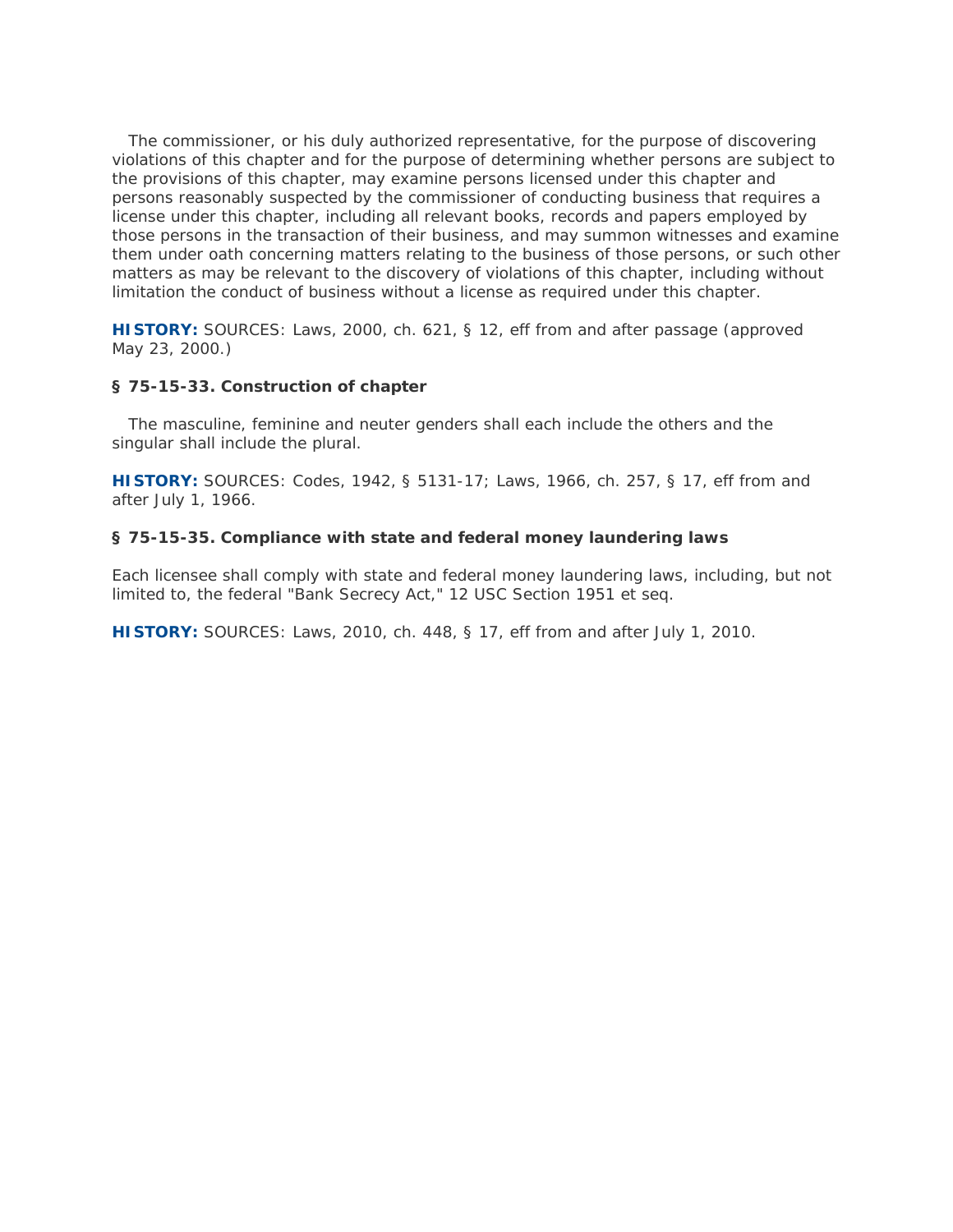The commissioner, or his duly authorized representative, for the purpose of discovering violations of this chapter and for the purpose of determining whether persons are subject to the provisions of this chapter, may examine persons licensed under this chapter and persons reasonably suspected by the commissioner of conducting business that requires a license under this chapter, including all relevant books, records and papers employed by those persons in the transaction of their business, and may summon witnesses and examine them under oath concerning matters relating to the business of those persons, or such other matters as may be relevant to the discovery of violations of this chapter, including without limitation the conduct of business without a license as required under this chapter.

**HISTORY:** SOURCES: Laws, 2000, ch. 621, § 12, eff from and after passage (approved May 23, 2000.)

**§ 75-15-33. Construction of chapter**

The masculine, feminine and neuter genders shall each include the others and the singular shall include the plural.

**HISTORY:** SOURCES: Codes, 1942, § 5131-17; Laws, 1966, ch. 257, § 17, eff from and after July 1, 1966.

**§ 75-15-35. Compliance with state and federal money laundering laws**

Each licensee shall comply with state and federal money laundering laws, including, but not limited to, the federal "Bank Secrecy Act," 12 USC Section 1951 et seq.

**HISTORY:** SOURCES: Laws, 2010, ch. 448, § 17, eff from and after July 1, 2010.